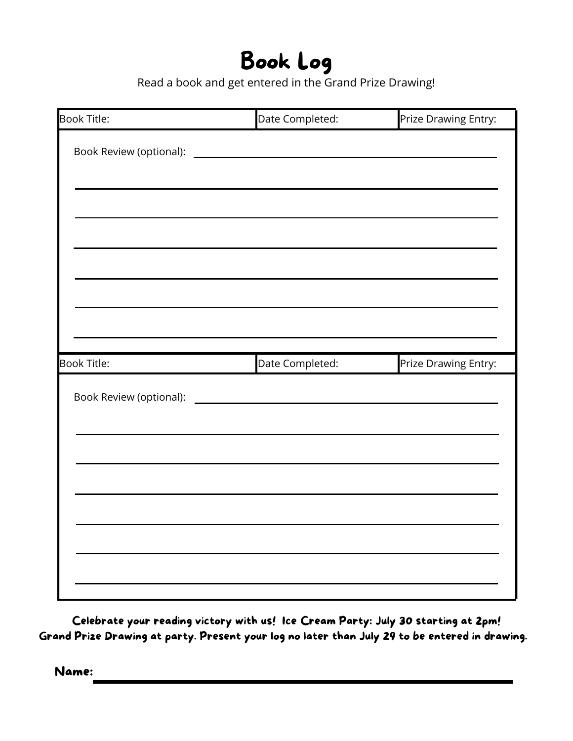# Book Log

Read a book and get entered in the Grand Prize Drawing!

| Book Title: | Date Completed: | Prize Drawing Entry: |
| --- | --- | --- |
| Book Review (optional): | | |

| Book Title: | Date Completed: | Prize Drawing Entry: |
| --- | --- | --- |
| Book Review (optional): | | |

**Celebrate your reading victory with us! Ice Cream Party: July 30 starting at 2pm!**
**Grand Prize Drawing at party. Present your log no later than July 29 to be entered in drawing.**

**Name:** ____________________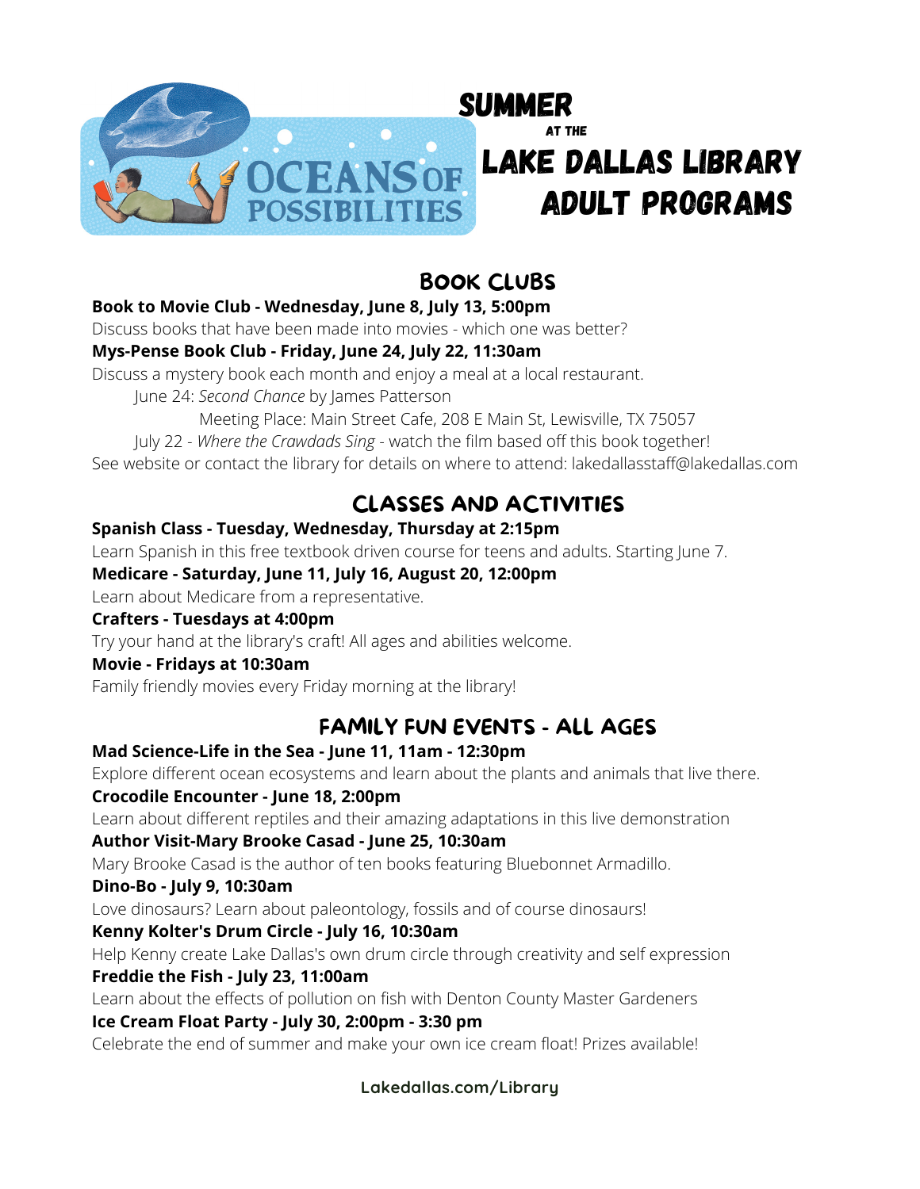# Summer at the Lake Dallas Library Adult Programs

OCEANS OF POSSIBILITIES

## Book Clubs

**Book to Movie Club - Wednesday, June 8, July 13, 5:00pm**

Discuss books that have been made into movies - which one was better?

**Mys-Pense Book Club - Friday, June 24, July 22, 11:30am**

Discuss a mystery book each month and enjoy a meal at a local restaurant.

June 24: *Second Chance* by James Patterson

Meeting Place: Main Street Cafe, 208 E Main St, Lewisville, TX 75057

July 22 - *Where the Crawdads Sing* - watch the film based off this book together!

See website or contact the library for details on where to attend: lakedallasstaff@lakedallas.com

## Classes and Activities

**Spanish Class - Tuesday, Wednesday, Thursday at 2:15pm**

Learn Spanish in this free textbook driven course for teens and adults. Starting June 7.

**Medicare - Saturday, June 11, July 16, August 20, 12:00pm**

Learn about Medicare from a representative.

**Crafters - Tuesdays at 4:00pm**

Try your hand at the library's craft! All ages and abilities welcome.

**Movie - Fridays at 10:30am**

Family friendly movies every Friday morning at the library!

## Family Fun Events - All Ages

**Mad Science-Life in the Sea - June 11, 11am - 12:30pm**

Explore different ocean ecosystems and learn about the plants and animals that live there.

**Crocodile Encounter - June 18, 2:00pm**

Learn about different reptiles and their amazing adaptations in this live demonstration

**Author Visit-Mary Brooke Casad - June 25, 10:30am**

Mary Brooke Casad is the author of ten books featuring Bluebonnet Armadillo.

**Dino-Bo - July 9, 10:30am**

Love dinosaurs? Learn about paleontology, fossils and of course dinosaurs!

**Kenny Kolter's Drum Circle - July 16, 10:30am**

Help Kenny create Lake Dallas's own drum circle through creativity and self expression

**Freddie the Fish - July 23, 11:00am**

Learn about the effects of pollution on fish with Denton County Master Gardeners

**Ice Cream Float Party - July 30, 2:00pm - 3:30 pm**

Celebrate the end of summer and make your own ice cream float! Prizes available!

**Lakedallas.com/Library**